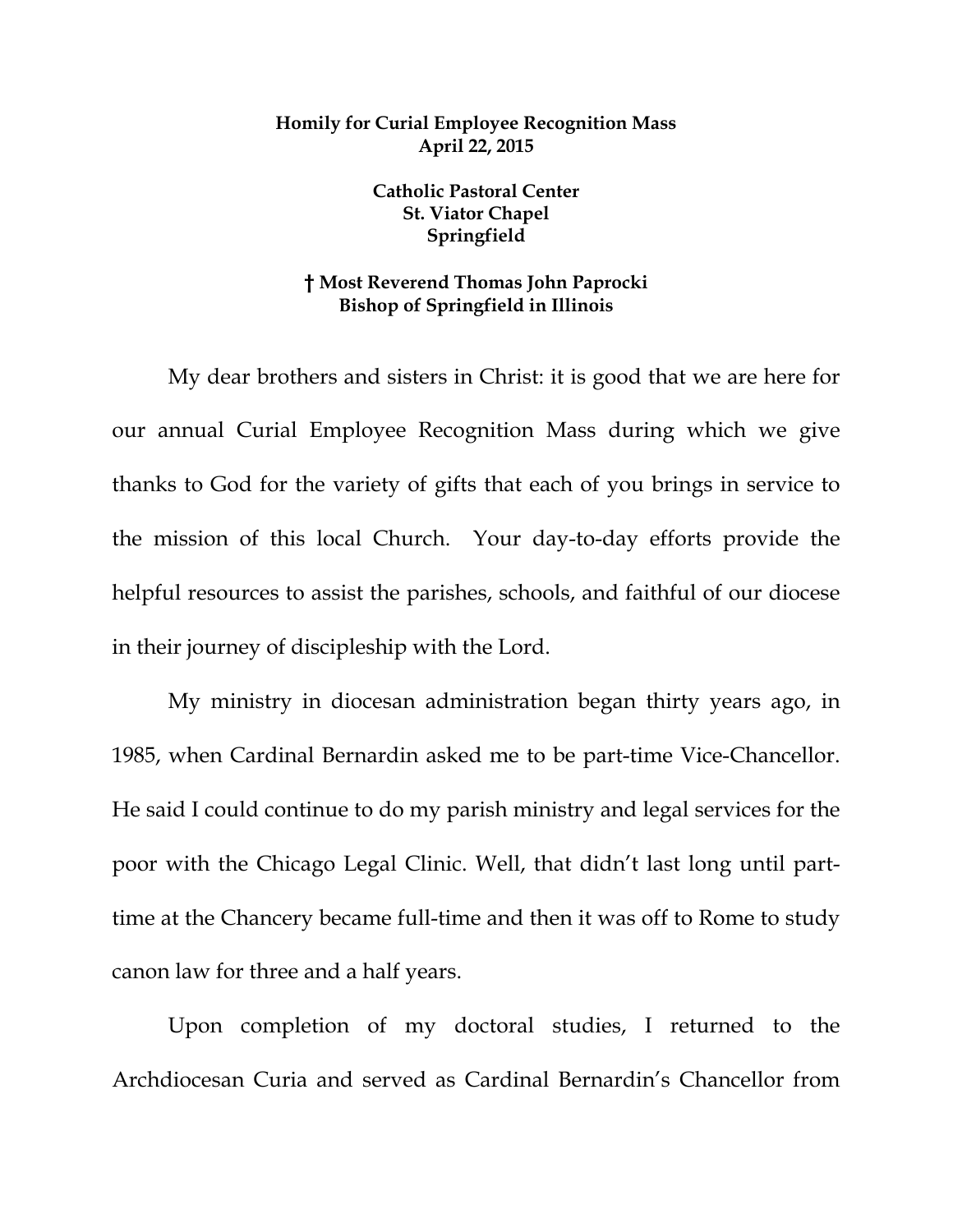**Homily for Curial Employee Recognition Mass**
**April 22, 2015**

**Catholic Pastoral Center**
**St. Viator Chapel**
**Springfield**

**† Most Reverend Thomas John Paprocki**
**Bishop of Springfield in Illinois**

My dear brothers and sisters in Christ: it is good that we are here for our annual Curial Employee Recognition Mass during which we give thanks to God for the variety of gifts that each of you brings in service to the mission of this local Church. Your day-to-day efforts provide the helpful resources to assist the parishes, schools, and faithful of our diocese in their journey of discipleship with the Lord.

My ministry in diocesan administration began thirty years ago, in 1985, when Cardinal Bernardin asked me to be part-time Vice-Chancellor. He said I could continue to do my parish ministry and legal services for the poor with the Chicago Legal Clinic. Well, that didn't last long until part-time at the Chancery became full-time and then it was off to Rome to study canon law for three and a half years.

Upon completion of my doctoral studies, I returned to the Archdiocesan Curia and served as Cardinal Bernardin's Chancellor from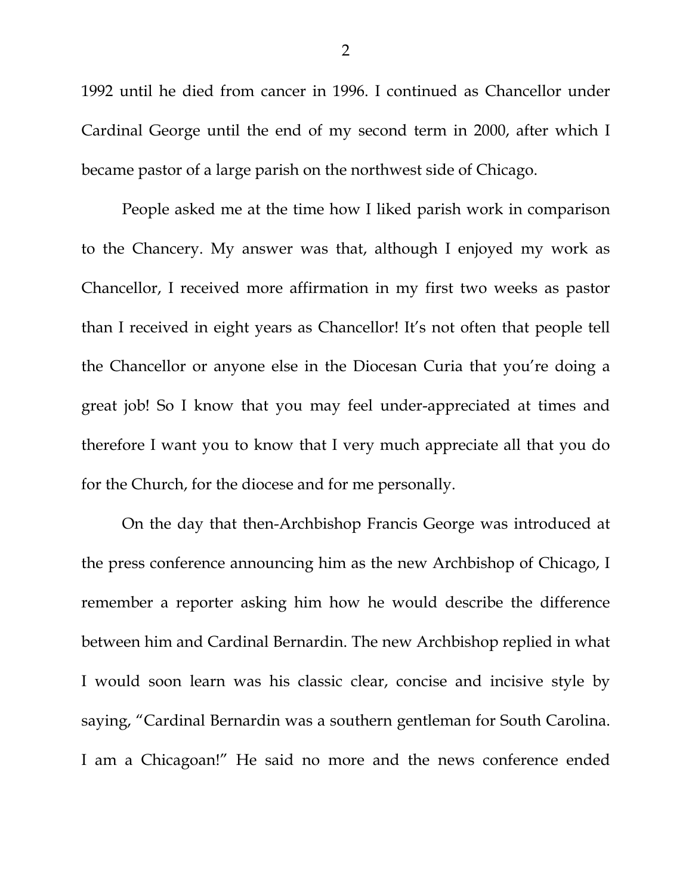1992 until he died from cancer in 1996. I continued as Chancellor under Cardinal George until the end of my second term in 2000, after which I became pastor of a large parish on the northwest side of Chicago.

People asked me at the time how I liked parish work in comparison to the Chancery. My answer was that, although I enjoyed my work as Chancellor, I received more affirmation in my first two weeks as pastor than I received in eight years as Chancellor! It's not often that people tell the Chancellor or anyone else in the Diocesan Curia that you're doing a great job! So I know that you may feel under-appreciated at times and therefore I want you to know that I very much appreciate all that you do for the Church, for the diocese and for me personally.

On the day that then-Archbishop Francis George was introduced at the press conference announcing him as the new Archbishop of Chicago, I remember a reporter asking him how he would describe the difference between him and Cardinal Bernardin. The new Archbishop replied in what I would soon learn was his classic clear, concise and incisive style by saying, "Cardinal Bernardin was a southern gentleman for South Carolina. I am a Chicagoan!" He said no more and the news conference ended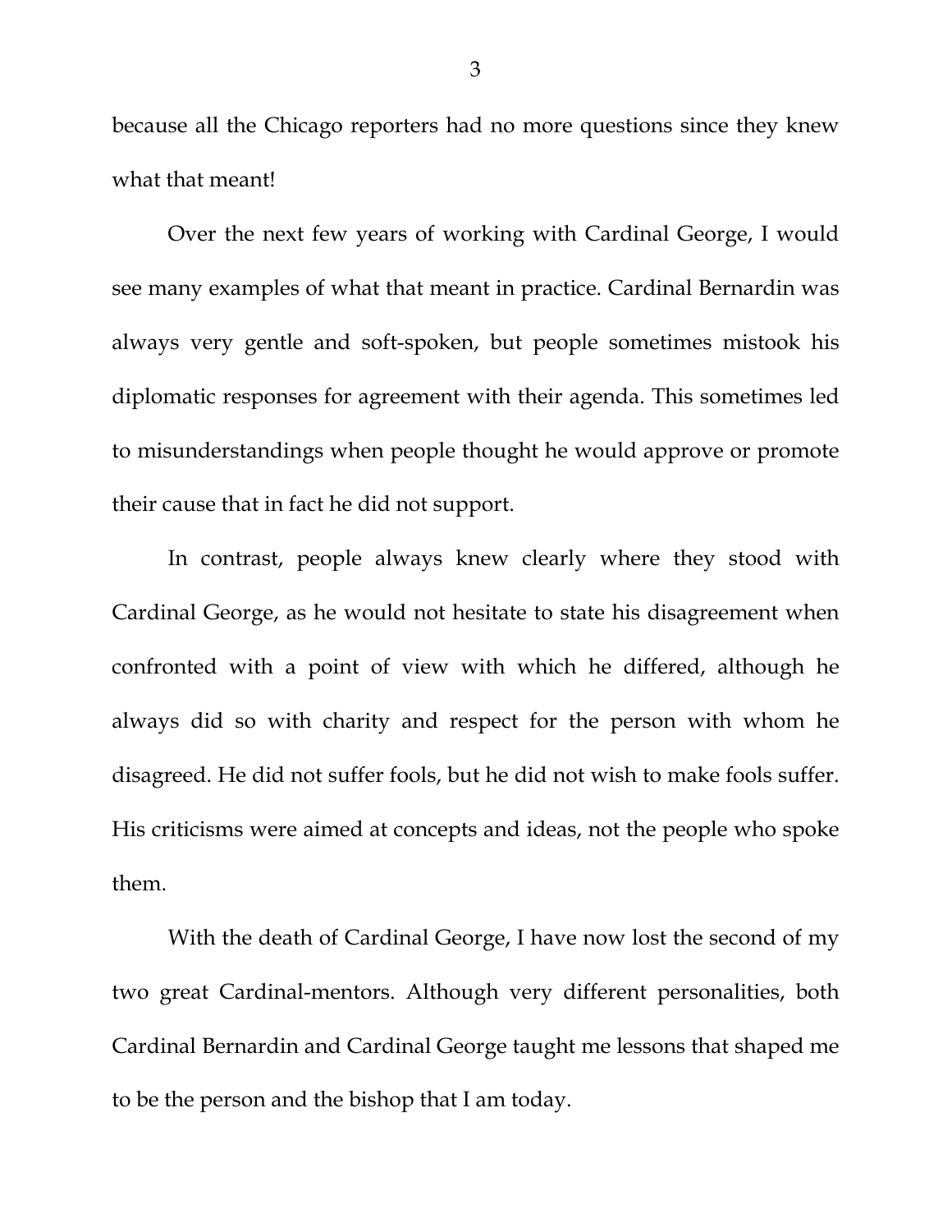because all the Chicago reporters had no more questions since they knew what that meant!

Over the next few years of working with Cardinal George, I would see many examples of what that meant in practice. Cardinal Bernardin was always very gentle and soft-spoken, but people sometimes mistook his diplomatic responses for agreement with their agenda. This sometimes led to misunderstandings when people thought he would approve or promote their cause that in fact he did not support.

In contrast, people always knew clearly where they stood with Cardinal George, as he would not hesitate to state his disagreement when confronted with a point of view with which he differed, although he always did so with charity and respect for the person with whom he disagreed. He did not suffer fools, but he did not wish to make fools suffer. His criticisms were aimed at concepts and ideas, not the people who spoke them.

With the death of Cardinal George, I have now lost the second of my two great Cardinal-mentors. Although very different personalities, both Cardinal Bernardin and Cardinal George taught me lessons that shaped me to be the person and the bishop that I am today.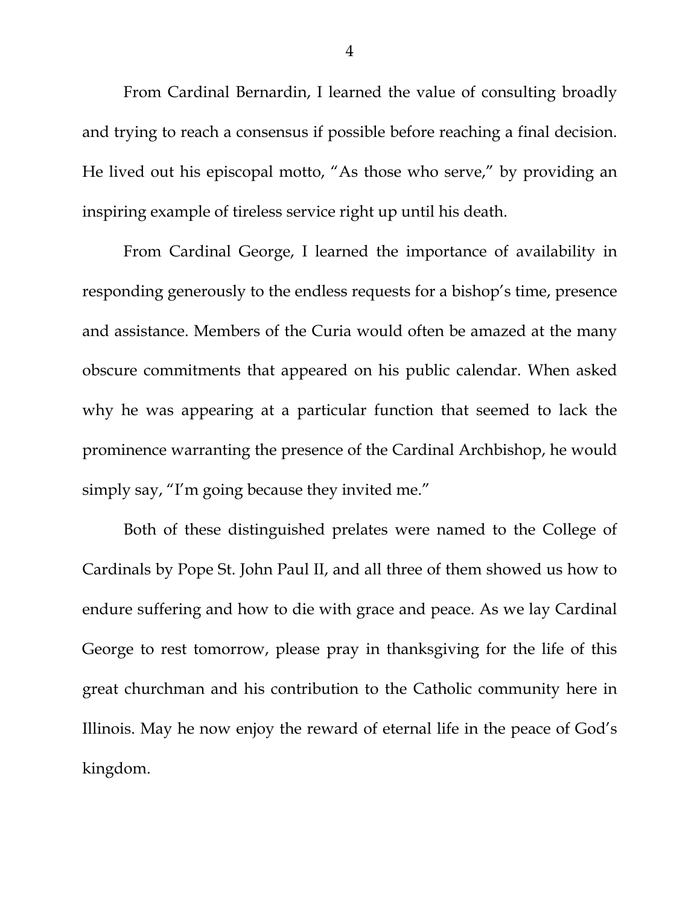From Cardinal Bernardin, I learned the value of consulting broadly and trying to reach a consensus if possible before reaching a final decision. He lived out his episcopal motto, "As those who serve," by providing an inspiring example of tireless service right up until his death.

From Cardinal George, I learned the importance of availability in responding generously to the endless requests for a bishop's time, presence and assistance. Members of the Curia would often be amazed at the many obscure commitments that appeared on his public calendar. When asked why he was appearing at a particular function that seemed to lack the prominence warranting the presence of the Cardinal Archbishop, he would simply say, "I'm going because they invited me."

Both of these distinguished prelates were named to the College of Cardinals by Pope St. John Paul II, and all three of them showed us how to endure suffering and how to die with grace and peace. As we lay Cardinal George to rest tomorrow, please pray in thanksgiving for the life of this great churchman and his contribution to the Catholic community here in Illinois. May he now enjoy the reward of eternal life in the peace of God's kingdom.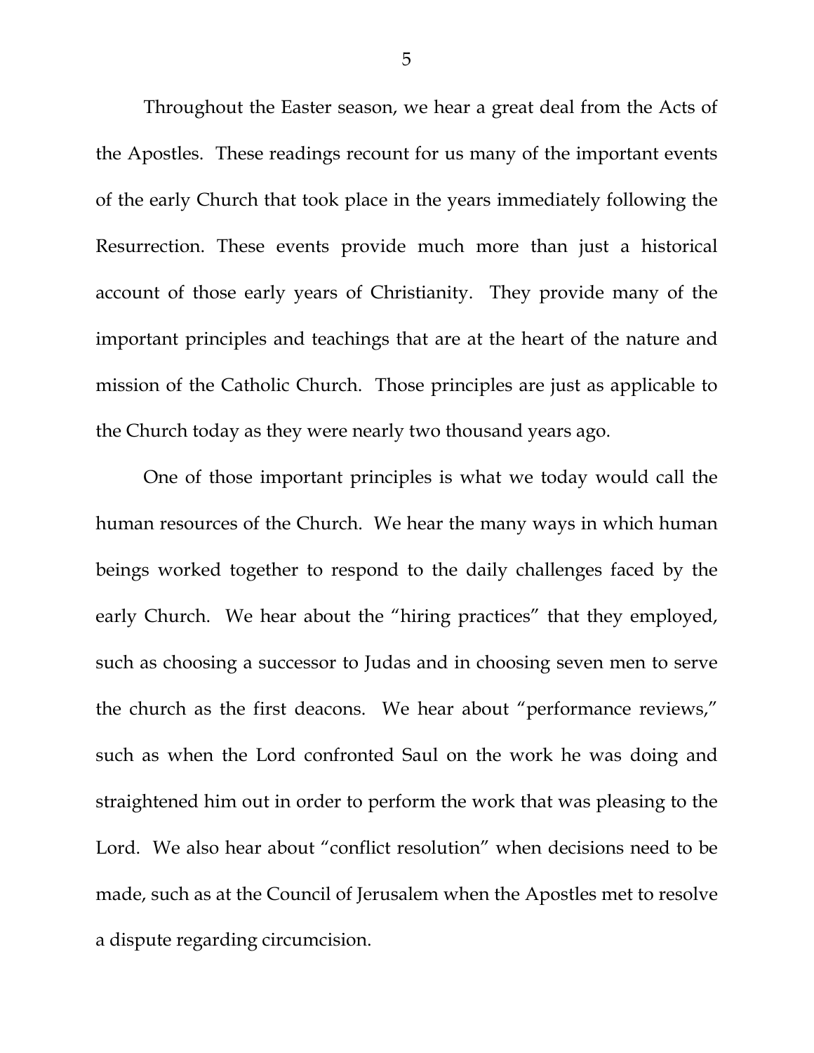Throughout the Easter season, we hear a great deal from the Acts of the Apostles. These readings recount for us many of the important events of the early Church that took place in the years immediately following the Resurrection. These events provide much more than just a historical account of those early years of Christianity. They provide many of the important principles and teachings that are at the heart of the nature and mission of the Catholic Church. Those principles are just as applicable to the Church today as they were nearly two thousand years ago.

One of those important principles is what we today would call the human resources of the Church. We hear the many ways in which human beings worked together to respond to the daily challenges faced by the early Church. We hear about the "hiring practices" that they employed, such as choosing a successor to Judas and in choosing seven men to serve the church as the first deacons. We hear about "performance reviews," such as when the Lord confronted Saul on the work he was doing and straightened him out in order to perform the work that was pleasing to the Lord. We also hear about "conflict resolution" when decisions need to be made, such as at the Council of Jerusalem when the Apostles met to resolve a dispute regarding circumcision.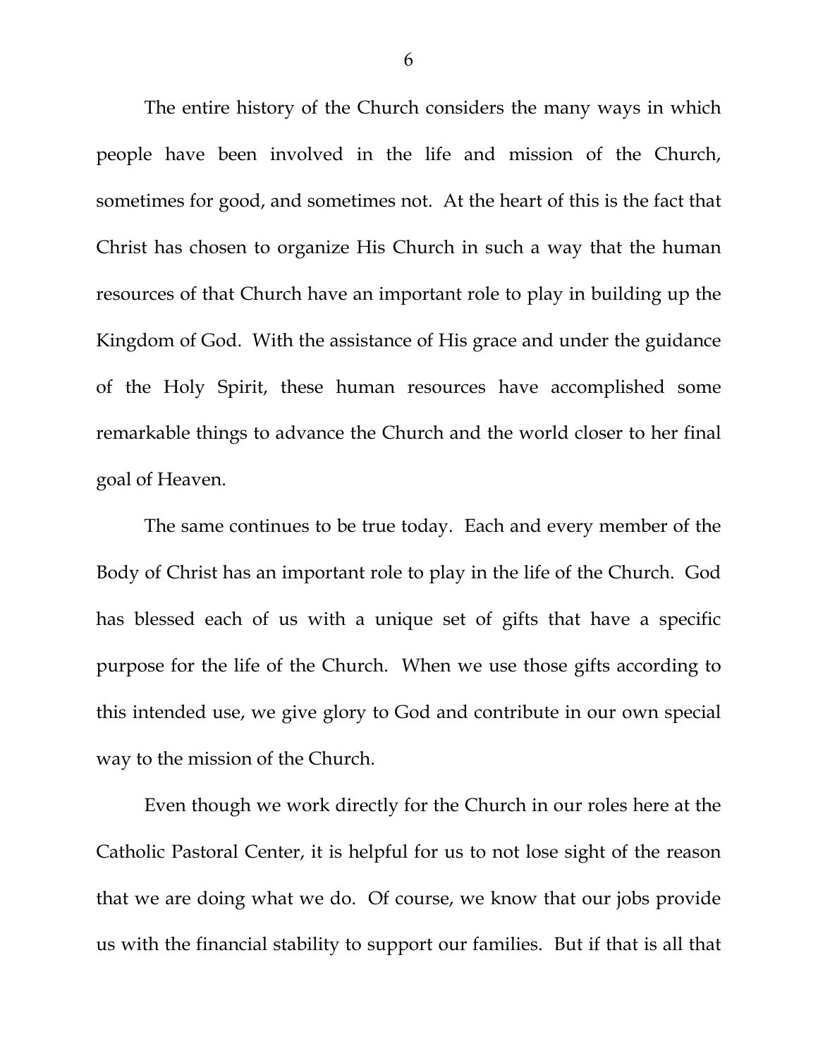The entire history of the Church considers the many ways in which people have been involved in the life and mission of the Church, sometimes for good, and sometimes not. At the heart of this is the fact that Christ has chosen to organize His Church in such a way that the human resources of that Church have an important role to play in building up the Kingdom of God. With the assistance of His grace and under the guidance of the Holy Spirit, these human resources have accomplished some remarkable things to advance the Church and the world closer to her final goal of Heaven.

The same continues to be true today. Each and every member of the Body of Christ has an important role to play in the life of the Church. God has blessed each of us with a unique set of gifts that have a specific purpose for the life of the Church. When we use those gifts according to this intended use, we give glory to God and contribute in our own special way to the mission of the Church.

Even though we work directly for the Church in our roles here at the Catholic Pastoral Center, it is helpful for us to not lose sight of the reason that we are doing what we do. Of course, we know that our jobs provide us with the financial stability to support our families. But if that is all that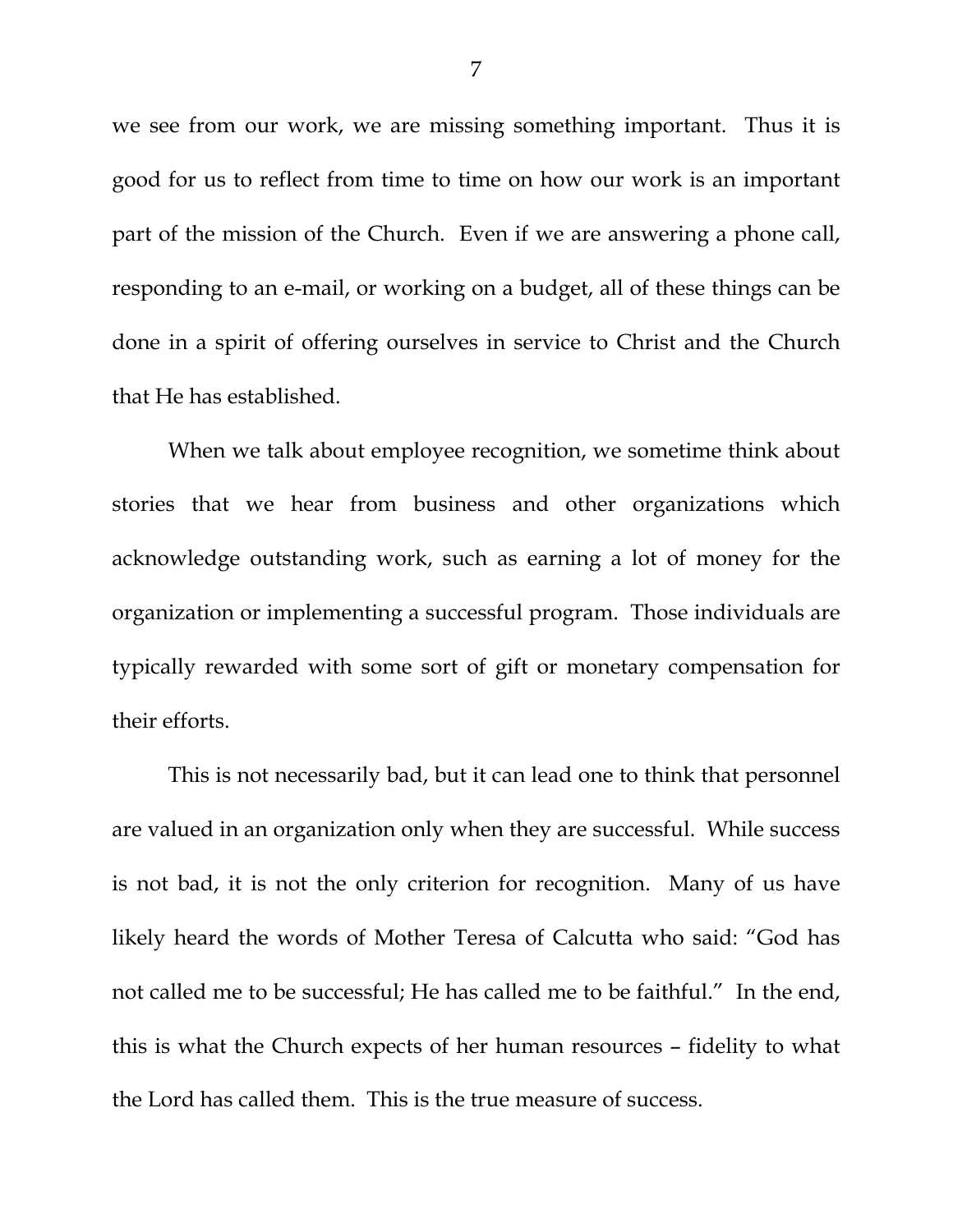we see from our work, we are missing something important. Thus it is good for us to reflect from time to time on how our work is an important part of the mission of the Church. Even if we are answering a phone call, responding to an e-mail, or working on a budget, all of these things can be done in a spirit of offering ourselves in service to Christ and the Church that He has established.

When we talk about employee recognition, we sometime think about stories that we hear from business and other organizations which acknowledge outstanding work, such as earning a lot of money for the organization or implementing a successful program. Those individuals are typically rewarded with some sort of gift or monetary compensation for their efforts.

This is not necessarily bad, but it can lead one to think that personnel are valued in an organization only when they are successful. While success is not bad, it is not the only criterion for recognition. Many of us have likely heard the words of Mother Teresa of Calcutta who said: "God has not called me to be successful; He has called me to be faithful." In the end, this is what the Church expects of her human resources – fidelity to what the Lord has called them. This is the true measure of success.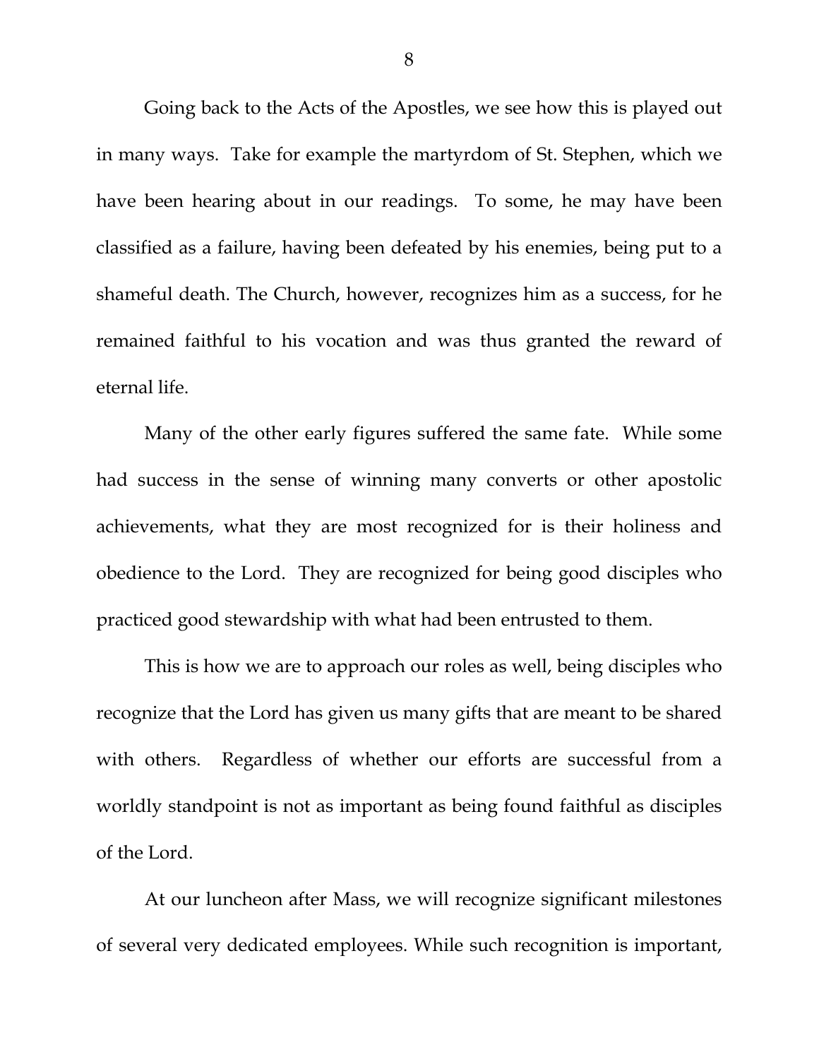Going back to the Acts of the Apostles, we see how this is played out in many ways. Take for example the martyrdom of St. Stephen, which we have been hearing about in our readings. To some, he may have been classified as a failure, having been defeated by his enemies, being put to a shameful death. The Church, however, recognizes him as a success, for he remained faithful to his vocation and was thus granted the reward of eternal life.

Many of the other early figures suffered the same fate. While some had success in the sense of winning many converts or other apostolic achievements, what they are most recognized for is their holiness and obedience to the Lord. They are recognized for being good disciples who practiced good stewardship with what had been entrusted to them.

This is how we are to approach our roles as well, being disciples who recognize that the Lord has given us many gifts that are meant to be shared with others. Regardless of whether our efforts are successful from a worldly standpoint is not as important as being found faithful as disciples of the Lord.

At our luncheon after Mass, we will recognize significant milestones of several very dedicated employees. While such recognition is important,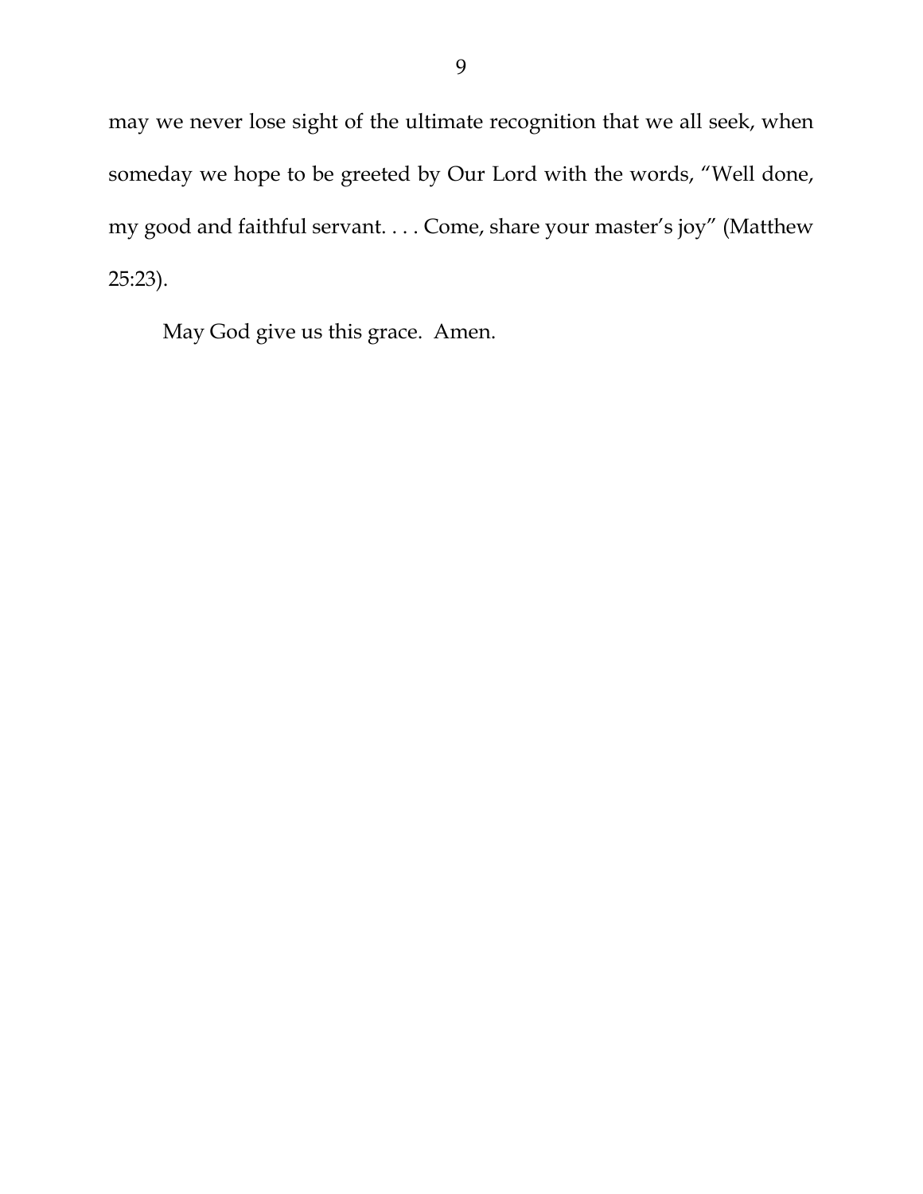may we never lose sight of the ultimate recognition that we all seek, when someday we hope to be greeted by Our Lord with the words, "Well done, my good and faithful servant. . . . Come, share your master's joy" (Matthew 25:23).

May God give us this grace. Amen.